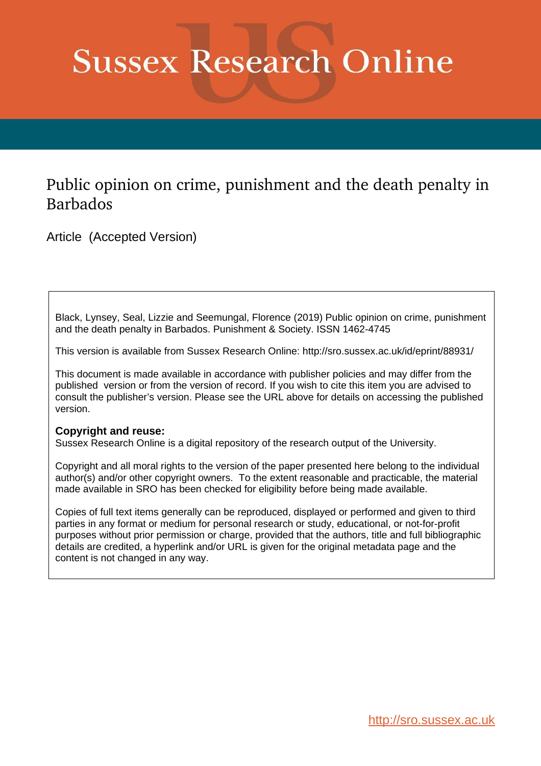# Sussex Research Online

## Public opinion on crime, punishment and the death penalty in Barbados

Article (Accepted Version)

Black, Lynsey, Seal, Lizzie and Seemungal, Florence (2019) Public opinion on crime, punishment and the death penalty in Barbados. Punishment & Society. ISSN 1462-4745

This version is available from Sussex Research Online: http://sro.sussex.ac.uk/id/eprint/88931/

This document is made available in accordance with publisher policies and may differ from the published version or from the version of record. If you wish to cite this item you are advised to consult the publisher's version. Please see the URL above for details on accessing the published version.

**Copyright and reuse:**
Sussex Research Online is a digital repository of the research output of the University.

Copyright and all moral rights to the version of the paper presented here belong to the individual author(s) and/or other copyright owners. To the extent reasonable and practicable, the material made available in SRO has been checked for eligibility before being made available.

Copies of full text items generally can be reproduced, displayed or performed and given to third parties in any format or medium for personal research or study, educational, or not-for-profit purposes without prior permission or charge, provided that the authors, title and full bibliographic details are credited, a hyperlink and/or URL is given for the original metadata page and the content is not changed in any way.

http://sro.sussex.ac.uk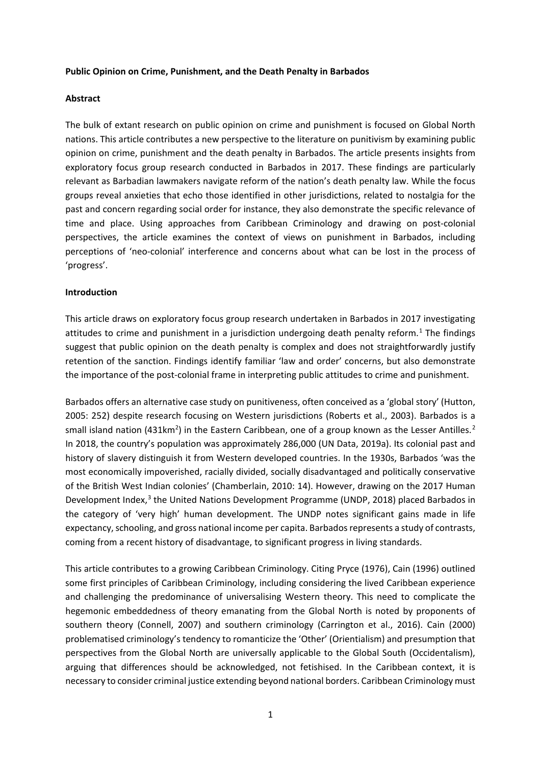**Public Opinion on Crime, Punishment, and the Death Penalty in Barbados**

**Abstract**

The bulk of extant research on public opinion on crime and punishment is focused on Global North nations. This article contributes a new perspective to the literature on punitivism by examining public opinion on crime, punishment and the death penalty in Barbados. The article presents insights from exploratory focus group research conducted in Barbados in 2017. These findings are particularly relevant as Barbadian lawmakers navigate reform of the nation's death penalty law. While the focus groups reveal anxieties that echo those identified in other jurisdictions, related to nostalgia for the past and concern regarding social order for instance, they also demonstrate the specific relevance of time and place. Using approaches from Caribbean Criminology and drawing on post-colonial perspectives, the article examines the context of views on punishment in Barbados, including perceptions of 'neo-colonial' interference and concerns about what can be lost in the process of 'progress'.

**Introduction**

This article draws on exploratory focus group research undertaken in Barbados in 2017 investigating attitudes to crime and punishment in a jurisdiction undergoing death penalty reform.[1] The findings suggest that public opinion on the death penalty is complex and does not straightforwardly justify retention of the sanction. Findings identify familiar 'law and order' concerns, but also demonstrate the importance of the post-colonial frame in interpreting public attitudes to crime and punishment.

Barbados offers an alternative case study on punitiveness, often conceived as a 'global story' (Hutton, 2005: 252) despite research focusing on Western jurisdictions (Roberts et al., 2003). Barbados is a small island nation (431km$^2$) in the Eastern Caribbean, one of a group known as the Lesser Antilles.[2] In 2018, the country's population was approximately 286,000 (UN Data, 2019a). Its colonial past and history of slavery distinguish it from Western developed countries. In the 1930s, Barbados 'was the most economically impoverished, racially divided, socially disadvantaged and politically conservative of the British West Indian colonies' (Chamberlain, 2010: 14). However, drawing on the 2017 Human Development Index,[3] the United Nations Development Programme (UNDP, 2018) placed Barbados in the category of 'very high' human development. The UNDP notes significant gains made in life expectancy, schooling, and gross national income per capita. Barbados represents a study of contrasts, coming from a recent history of disadvantage, to significant progress in living standards.

This article contributes to a growing Caribbean Criminology. Citing Pryce (1976), Cain (1996) outlined some first principles of Caribbean Criminology, including considering the lived Caribbean experience and challenging the predominance of universalising Western theory. This need to complicate the hegemonic embeddedness of theory emanating from the Global North is noted by proponents of southern theory (Connell, 2007) and southern criminology (Carrington et al., 2016). Cain (2000) problematised criminology's tendency to romanticize the 'Other' (Orientialism) and presumption that perspectives from the Global North are universally applicable to the Global South (Occidentalism), arguing that differences should be acknowledged, not fetishised. In the Caribbean context, it is necessary to consider criminal justice extending beyond national borders. Caribbean Criminology must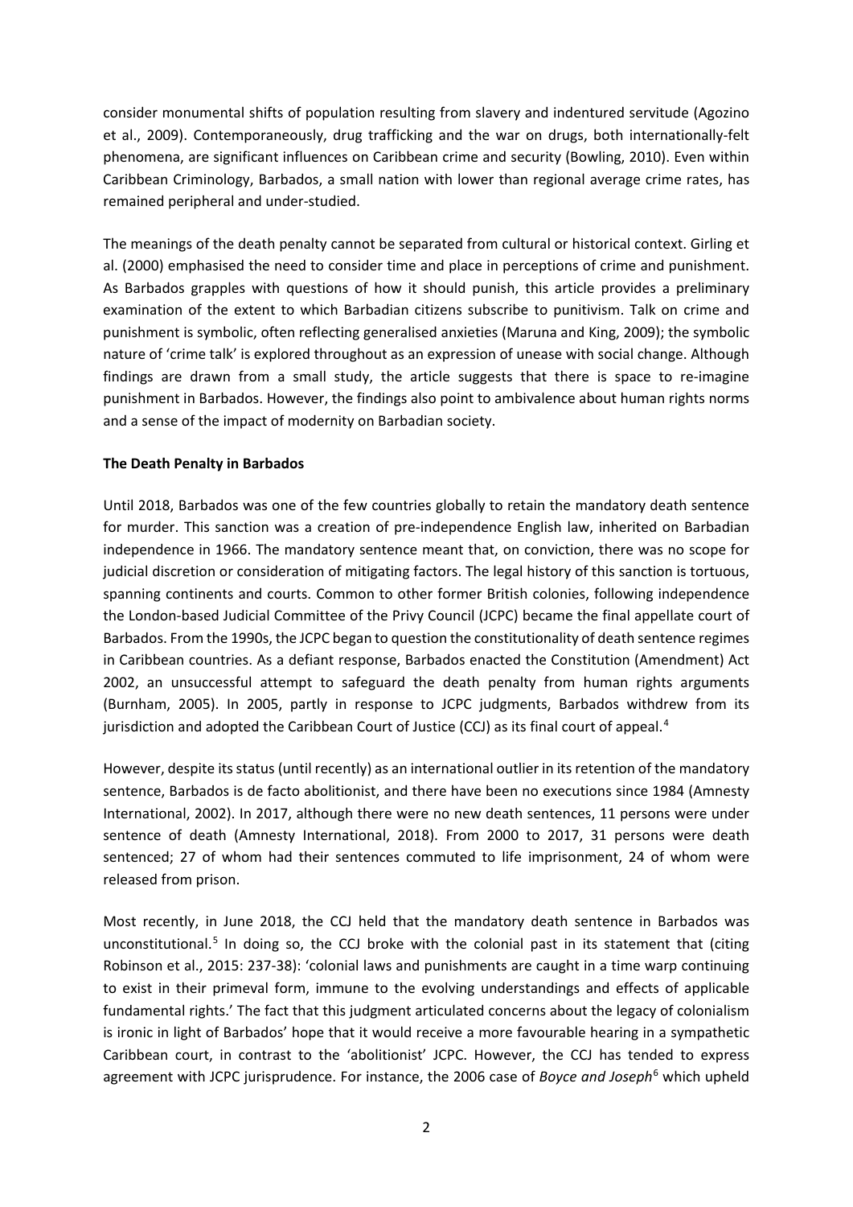consider monumental shifts of population resulting from slavery and indentured servitude (Agozino et al., 2009). Contemporaneously, drug trafficking and the war on drugs, both internationally-felt phenomena, are significant influences on Caribbean crime and security (Bowling, 2010). Even within Caribbean Criminology, Barbados, a small nation with lower than regional average crime rates, has remained peripheral and under-studied.

The meanings of the death penalty cannot be separated from cultural or historical context. Girling et al. (2000) emphasised the need to consider time and place in perceptions of crime and punishment. As Barbados grapples with questions of how it should punish, this article provides a preliminary examination of the extent to which Barbadian citizens subscribe to punitivism. Talk on crime and punishment is symbolic, often reflecting generalised anxieties (Maruna and King, 2009); the symbolic nature of 'crime talk' is explored throughout as an expression of unease with social change. Although findings are drawn from a small study, the article suggests that there is space to re-imagine punishment in Barbados. However, the findings also point to ambivalence about human rights norms and a sense of the impact of modernity on Barbadian society.

**The Death Penalty in Barbados**

Until 2018, Barbados was one of the few countries globally to retain the mandatory death sentence for murder. This sanction was a creation of pre-independence English law, inherited on Barbadian independence in 1966. The mandatory sentence meant that, on conviction, there was no scope for judicial discretion or consideration of mitigating factors. The legal history of this sanction is tortuous, spanning continents and courts. Common to other former British colonies, following independence the London-based Judicial Committee of the Privy Council (JCPC) became the final appellate court of Barbados. From the 1990s, the JCPC began to question the constitutionality of death sentence regimes in Caribbean countries. As a defiant response, Barbados enacted the Constitution (Amendment) Act 2002, an unsuccessful attempt to safeguard the death penalty from human rights arguments (Burnham, 2005). In 2005, partly in response to JCPC judgments, Barbados withdrew from its jurisdiction and adopted the Caribbean Court of Justice (CCJ) as its final court of appeal.[4]

However, despite its status (until recently) as an international outlier in its retention of the mandatory sentence, Barbados is de facto abolitionist, and there have been no executions since 1984 (Amnesty International, 2002). In 2017, although there were no new death sentences, 11 persons were under sentence of death (Amnesty International, 2018). From 2000 to 2017, 31 persons were death sentenced; 27 of whom had their sentences commuted to life imprisonment, 24 of whom were released from prison.

Most recently, in June 2018, the CCJ held that the mandatory death sentence in Barbados was unconstitutional.[5] In doing so, the CCJ broke with the colonial past in its statement that (citing Robinson et al., 2015: 237-38): 'colonial laws and punishments are caught in a time warp continuing to exist in their primeval form, immune to the evolving understandings and effects of applicable fundamental rights.' The fact that this judgment articulated concerns about the legacy of colonialism is ironic in light of Barbados' hope that it would receive a more favourable hearing in a sympathetic Caribbean court, in contrast to the 'abolitionist' JCPC. However, the CCJ has tended to express agreement with JCPC jurisprudence. For instance, the 2006 case of *Boyce and Joseph*[6] which upheld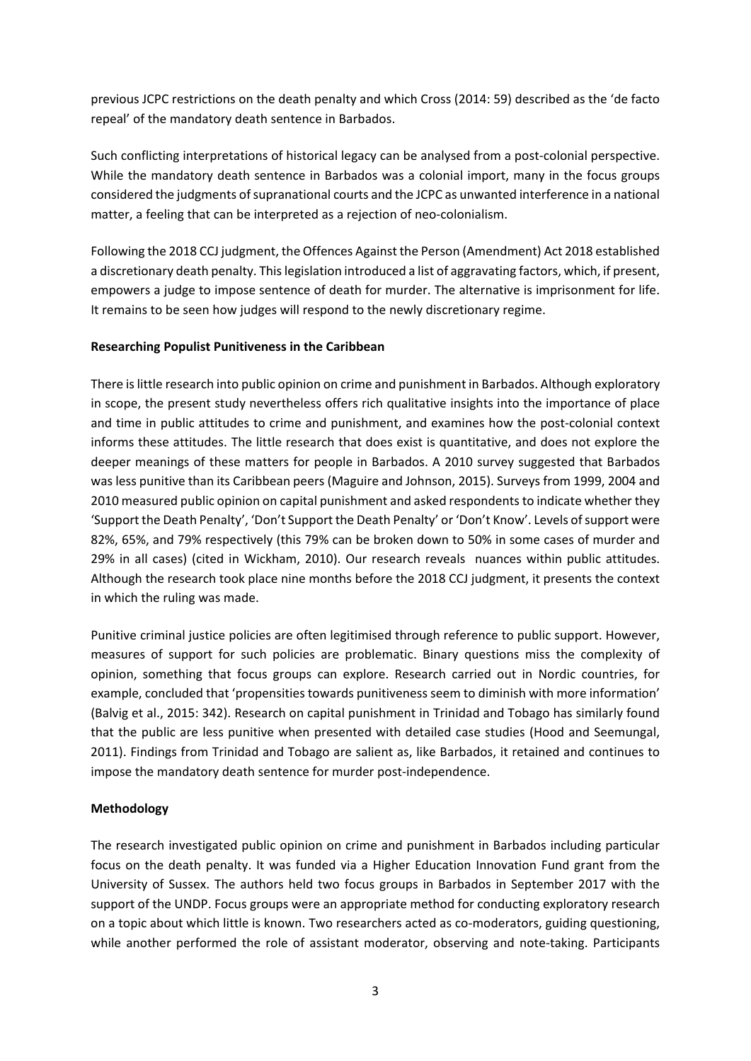previous JCPC restrictions on the death penalty and which Cross (2014: 59) described as the 'de facto repeal' of the mandatory death sentence in Barbados.

Such conflicting interpretations of historical legacy can be analysed from a post-colonial perspective. While the mandatory death sentence in Barbados was a colonial import, many in the focus groups considered the judgments of supranational courts and the JCPC as unwanted interference in a national matter, a feeling that can be interpreted as a rejection of neo-colonialism.

Following the 2018 CCJ judgment, the Offences Against the Person (Amendment) Act 2018 established a discretionary death penalty. This legislation introduced a list of aggravating factors, which, if present, empowers a judge to impose sentence of death for murder. The alternative is imprisonment for life. It remains to be seen how judges will respond to the newly discretionary regime.

**Researching Populist Punitiveness in the Caribbean**

There is little research into public opinion on crime and punishment in Barbados. Although exploratory in scope, the present study nevertheless offers rich qualitative insights into the importance of place and time in public attitudes to crime and punishment, and examines how the post-colonial context informs these attitudes. The little research that does exist is quantitative, and does not explore the deeper meanings of these matters for people in Barbados. A 2010 survey suggested that Barbados was less punitive than its Caribbean peers (Maguire and Johnson, 2015). Surveys from 1999, 2004 and 2010 measured public opinion on capital punishment and asked respondents to indicate whether they 'Support the Death Penalty', 'Don't Support the Death Penalty' or 'Don't Know'. Levels of support were 82%, 65%, and 79% respectively (this 79% can be broken down to 50% in some cases of murder and 29% in all cases) (cited in Wickham, 2010). Our research reveals nuances within public attitudes. Although the research took place nine months before the 2018 CCJ judgment, it presents the context in which the ruling was made.

Punitive criminal justice policies are often legitimised through reference to public support. However, measures of support for such policies are problematic. Binary questions miss the complexity of opinion, something that focus groups can explore. Research carried out in Nordic countries, for example, concluded that 'propensities towards punitiveness seem to diminish with more information' (Balvig et al., 2015: 342). Research on capital punishment in Trinidad and Tobago has similarly found that the public are less punitive when presented with detailed case studies (Hood and Seemungal, 2011). Findings from Trinidad and Tobago are salient as, like Barbados, it retained and continues to impose the mandatory death sentence for murder post-independence.

**Methodology**

The research investigated public opinion on crime and punishment in Barbados including particular focus on the death penalty. It was funded via a Higher Education Innovation Fund grant from the University of Sussex. The authors held two focus groups in Barbados in September 2017 with the support of the UNDP. Focus groups were an appropriate method for conducting exploratory research on a topic about which little is known. Two researchers acted as co-moderators, guiding questioning, while another performed the role of assistant moderator, observing and note-taking. Participants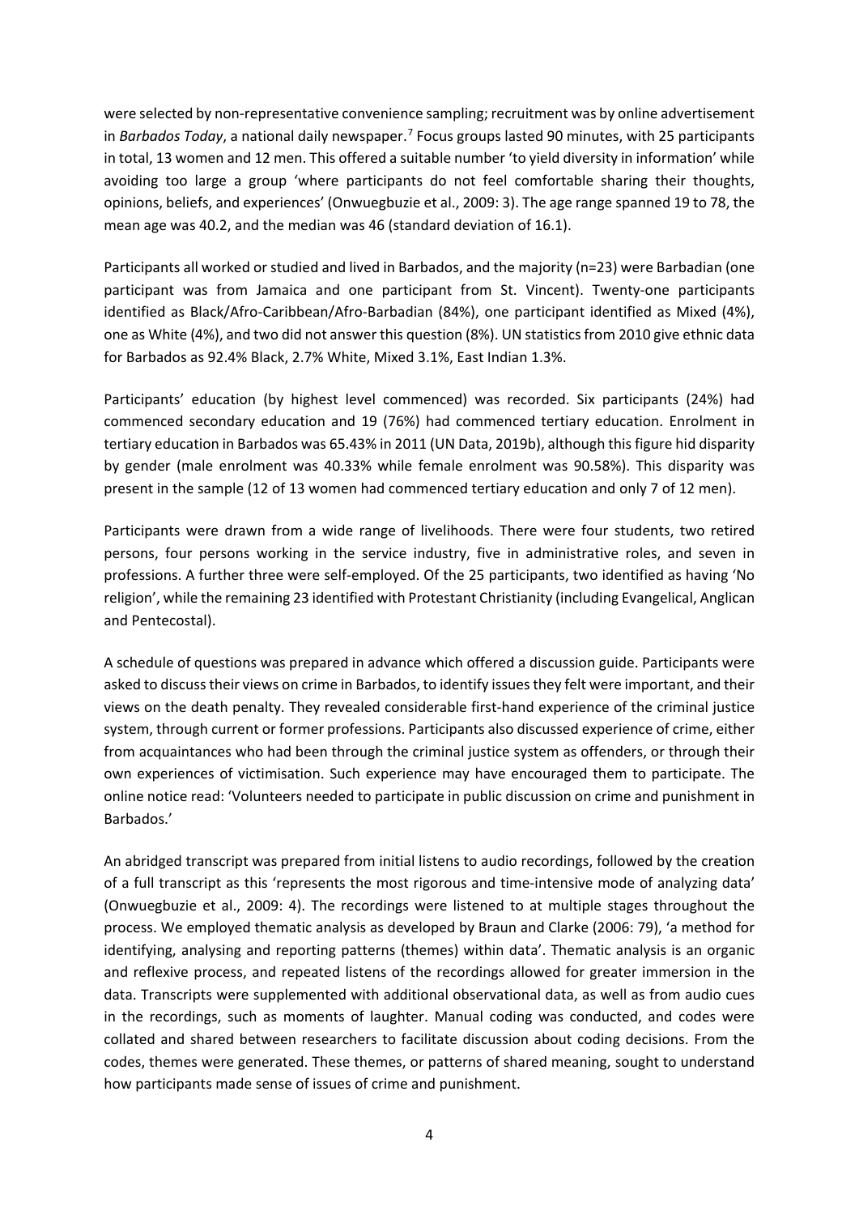were selected by non-representative convenience sampling; recruitment was by online advertisement in *Barbados Today*, a national daily newspaper.[7] Focus groups lasted 90 minutes, with 25 participants in total, 13 women and 12 men. This offered a suitable number 'to yield diversity in information' while avoiding too large a group 'where participants do not feel comfortable sharing their thoughts, opinions, beliefs, and experiences' (Onwuegbuzie et al., 2009: 3). The age range spanned 19 to 78, the mean age was 40.2, and the median was 46 (standard deviation of 16.1).

Participants all worked or studied and lived in Barbados, and the majority (n=23) were Barbadian (one participant was from Jamaica and one participant from St. Vincent). Twenty-one participants identified as Black/Afro-Caribbean/Afro-Barbadian (84%), one participant identified as Mixed (4%), one as White (4%), and two did not answer this question (8%). UN statistics from 2010 give ethnic data for Barbados as 92.4% Black, 2.7% White, Mixed 3.1%, East Indian 1.3%.

Participants' education (by highest level commenced) was recorded. Six participants (24%) had commenced secondary education and 19 (76%) had commenced tertiary education. Enrolment in tertiary education in Barbados was 65.43% in 2011 (UN Data, 2019b), although this figure hid disparity by gender (male enrolment was 40.33% while female enrolment was 90.58%). This disparity was present in the sample (12 of 13 women had commenced tertiary education and only 7 of 12 men).

Participants were drawn from a wide range of livelihoods. There were four students, two retired persons, four persons working in the service industry, five in administrative roles, and seven in professions. A further three were self-employed. Of the 25 participants, two identified as having 'No religion', while the remaining 23 identified with Protestant Christianity (including Evangelical, Anglican and Pentecostal).

A schedule of questions was prepared in advance which offered a discussion guide. Participants were asked to discuss their views on crime in Barbados, to identify issues they felt were important, and their views on the death penalty. They revealed considerable first-hand experience of the criminal justice system, through current or former professions. Participants also discussed experience of crime, either from acquaintances who had been through the criminal justice system as offenders, or through their own experiences of victimisation. Such experience may have encouraged them to participate. The online notice read: 'Volunteers needed to participate in public discussion on crime and punishment in Barbados.'

An abridged transcript was prepared from initial listens to audio recordings, followed by the creation of a full transcript as this 'represents the most rigorous and time-intensive mode of analyzing data' (Onwuegbuzie et al., 2009: 4). The recordings were listened to at multiple stages throughout the process. We employed thematic analysis as developed by Braun and Clarke (2006: 79), 'a method for identifying, analysing and reporting patterns (themes) within data'. Thematic analysis is an organic and reflexive process, and repeated listens of the recordings allowed for greater immersion in the data. Transcripts were supplemented with additional observational data, as well as from audio cues in the recordings, such as moments of laughter. Manual coding was conducted, and codes were collated and shared between researchers to facilitate discussion about coding decisions. From the codes, themes were generated. These themes, or patterns of shared meaning, sought to understand how participants made sense of issues of crime and punishment.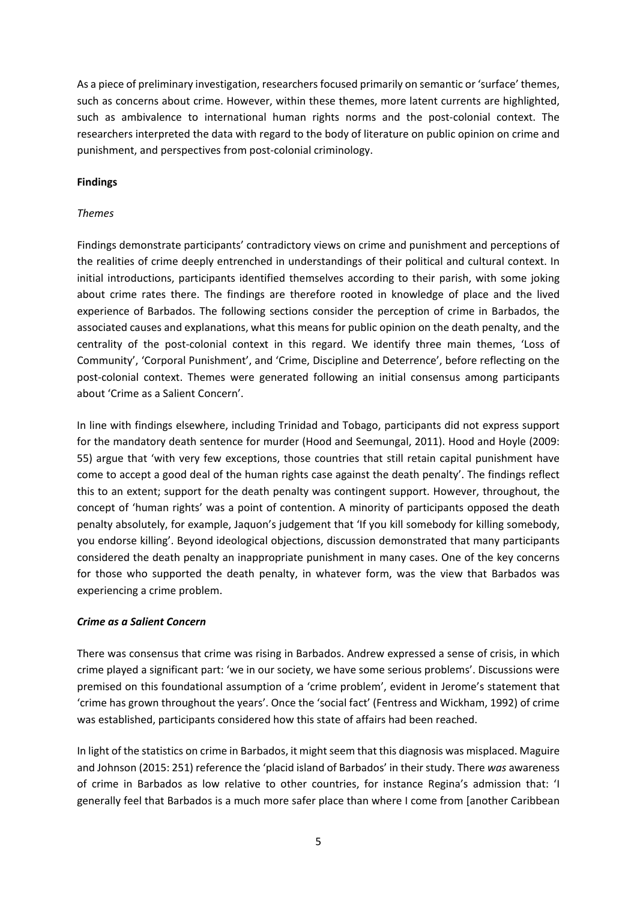As a piece of preliminary investigation, researchers focused primarily on semantic or 'surface' themes, such as concerns about crime. However, within these themes, more latent currents are highlighted, such as ambivalence to international human rights norms and the post-colonial context. The researchers interpreted the data with regard to the body of literature on public opinion on crime and punishment, and perspectives from post-colonial criminology.

**Findings**

*Themes*

Findings demonstrate participants' contradictory views on crime and punishment and perceptions of the realities of crime deeply entrenched in understandings of their political and cultural context. In initial introductions, participants identified themselves according to their parish, with some joking about crime rates there. The findings are therefore rooted in knowledge of place and the lived experience of Barbados. The following sections consider the perception of crime in Barbados, the associated causes and explanations, what this means for public opinion on the death penalty, and the centrality of the post-colonial context in this regard. We identify three main themes, 'Loss of Community', 'Corporal Punishment', and 'Crime, Discipline and Deterrence', before reflecting on the post-colonial context. Themes were generated following an initial consensus among participants about 'Crime as a Salient Concern'.

In line with findings elsewhere, including Trinidad and Tobago, participants did not express support for the mandatory death sentence for murder (Hood and Seemungal, 2011). Hood and Hoyle (2009: 55) argue that 'with very few exceptions, those countries that still retain capital punishment have come to accept a good deal of the human rights case against the death penalty'. The findings reflect this to an extent; support for the death penalty was contingent support. However, throughout, the concept of 'human rights' was a point of contention. A minority of participants opposed the death penalty absolutely, for example, Jaquon's judgement that 'If you kill somebody for killing somebody, you endorse killing'. Beyond ideological objections, discussion demonstrated that many participants considered the death penalty an inappropriate punishment in many cases. One of the key concerns for those who supported the death penalty, in whatever form, was the view that Barbados was experiencing a crime problem.

***Crime as a Salient Concern***

There was consensus that crime was rising in Barbados. Andrew expressed a sense of crisis, in which crime played a significant part: 'we in our society, we have some serious problems'. Discussions were premised on this foundational assumption of a 'crime problem', evident in Jerome's statement that 'crime has grown throughout the years'. Once the 'social fact' (Fentress and Wickham, 1992) of crime was established, participants considered how this state of affairs had been reached.

In light of the statistics on crime in Barbados, it might seem that this diagnosis was misplaced. Maguire and Johnson (2015: 251) reference the 'placid island of Barbados' in their study. There *was* awareness of crime in Barbados as low relative to other countries, for instance Regina's admission that: 'I generally feel that Barbados is a much more safer place than where I come from [another Caribbean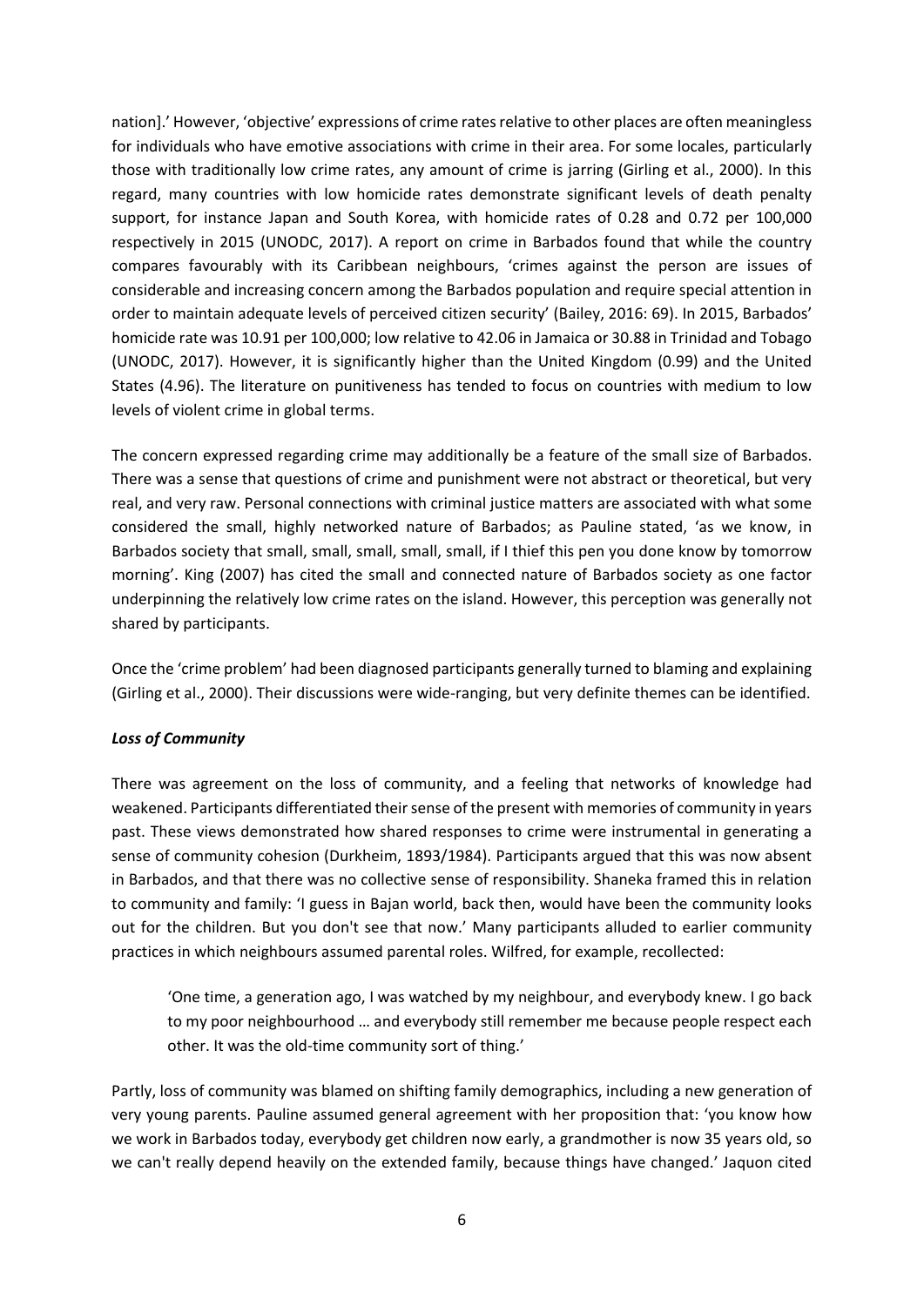nation].' However, 'objective' expressions of crime rates relative to other places are often meaningless for individuals who have emotive associations with crime in their area. For some locales, particularly those with traditionally low crime rates, any amount of crime is jarring (Girling et al., 2000). In this regard, many countries with low homicide rates demonstrate significant levels of death penalty support, for instance Japan and South Korea, with homicide rates of 0.28 and 0.72 per 100,000 respectively in 2015 (UNODC, 2017). A report on crime in Barbados found that while the country compares favourably with its Caribbean neighbours, 'crimes against the person are issues of considerable and increasing concern among the Barbados population and require special attention in order to maintain adequate levels of perceived citizen security' (Bailey, 2016: 69). In 2015, Barbados' homicide rate was 10.91 per 100,000; low relative to 42.06 in Jamaica or 30.88 in Trinidad and Tobago (UNODC, 2017). However, it is significantly higher than the United Kingdom (0.99) and the United States (4.96). The literature on punitiveness has tended to focus on countries with medium to low levels of violent crime in global terms.

The concern expressed regarding crime may additionally be a feature of the small size of Barbados. There was a sense that questions of crime and punishment were not abstract or theoretical, but very real, and very raw. Personal connections with criminal justice matters are associated with what some considered the small, highly networked nature of Barbados; as Pauline stated, 'as we know, in Barbados society that small, small, small, small, small, if I thief this pen you done know by tomorrow morning'. King (2007) has cited the small and connected nature of Barbados society as one factor underpinning the relatively low crime rates on the island. However, this perception was generally not shared by participants.

Once the 'crime problem' had been diagnosed participants generally turned to blaming and explaining (Girling et al., 2000). Their discussions were wide-ranging, but very definite themes can be identified.

***Loss of Community***

There was agreement on the loss of community, and a feeling that networks of knowledge had weakened. Participants differentiated their sense of the present with memories of community in years past. These views demonstrated how shared responses to crime were instrumental in generating a sense of community cohesion (Durkheim, 1893/1984). Participants argued that this was now absent in Barbados, and that there was no collective sense of responsibility. Shaneka framed this in relation to community and family: 'I guess in Bajan world, back then, would have been the community looks out for the children. But you don't see that now.' Many participants alluded to earlier community practices in which neighbours assumed parental roles. Wilfred, for example, recollected:

> 'One time, a generation ago, I was watched by my neighbour, and everybody knew. I go back to my poor neighbourhood … and everybody still remember me because people respect each other. It was the old-time community sort of thing.'

Partly, loss of community was blamed on shifting family demographics, including a new generation of very young parents. Pauline assumed general agreement with her proposition that: 'you know how we work in Barbados today, everybody get children now early, a grandmother is now 35 years old, so we can't really depend heavily on the extended family, because things have changed.' Jaquon cited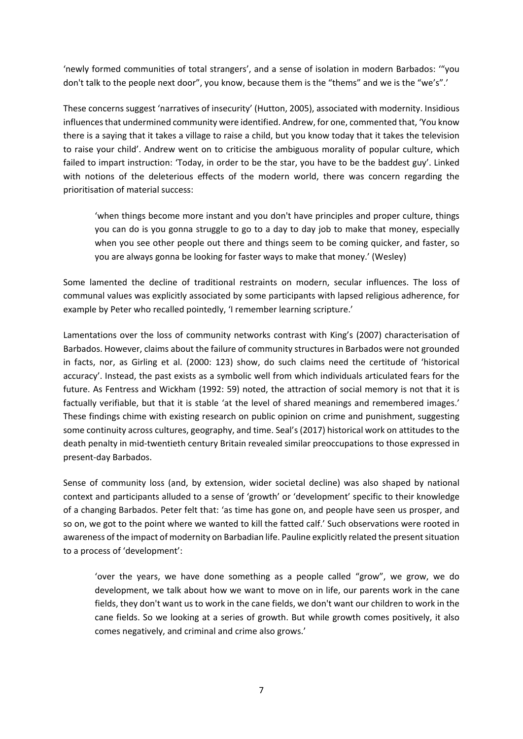'newly formed communities of total strangers', and a sense of isolation in modern Barbados: '"you don't talk to the people next door", you know, because them is the "thems" and we is the "we's".'

These concerns suggest 'narratives of insecurity' (Hutton, 2005), associated with modernity. Insidious influences that undermined community were identified. Andrew, for one, commented that, 'You know there is a saying that it takes a village to raise a child, but you know today that it takes the television to raise your child'. Andrew went on to criticise the ambiguous morality of popular culture, which failed to impart instruction: 'Today, in order to be the star, you have to be the baddest guy'. Linked with notions of the deleterious effects of the modern world, there was concern regarding the prioritisation of material success:

> 'when things become more instant and you don't have principles and proper culture, things you can do is you gonna struggle to go to a day to day job to make that money, especially when you see other people out there and things seem to be coming quicker, and faster, so you are always gonna be looking for faster ways to make that money.' (Wesley)

Some lamented the decline of traditional restraints on modern, secular influences. The loss of communal values was explicitly associated by some participants with lapsed religious adherence, for example by Peter who recalled pointedly, 'I remember learning scripture.'

Lamentations over the loss of community networks contrast with King's (2007) characterisation of Barbados. However, claims about the failure of community structures in Barbados were not grounded in facts, nor, as Girling et al. (2000: 123) show, do such claims need the certitude of 'historical accuracy'. Instead, the past exists as a symbolic well from which individuals articulated fears for the future. As Fentress and Wickham (1992: 59) noted, the attraction of social memory is not that it is factually verifiable, but that it is stable 'at the level of shared meanings and remembered images.' These findings chime with existing research on public opinion on crime and punishment, suggesting some continuity across cultures, geography, and time. Seal's (2017) historical work on attitudes to the death penalty in mid-twentieth century Britain revealed similar preoccupations to those expressed in present-day Barbados.

Sense of community loss (and, by extension, wider societal decline) was also shaped by national context and participants alluded to a sense of 'growth' or 'development' specific to their knowledge of a changing Barbados. Peter felt that: 'as time has gone on, and people have seen us prosper, and so on, we got to the point where we wanted to kill the fatted calf.' Such observations were rooted in awareness of the impact of modernity on Barbadian life. Pauline explicitly related the present situation to a process of 'development':

> 'over the years, we have done something as a people called "grow", we grow, we do development, we talk about how we want to move on in life, our parents work in the cane fields, they don't want us to work in the cane fields, we don't want our children to work in the cane fields. So we looking at a series of growth. But while growth comes positively, it also comes negatively, and criminal and crime also grows.'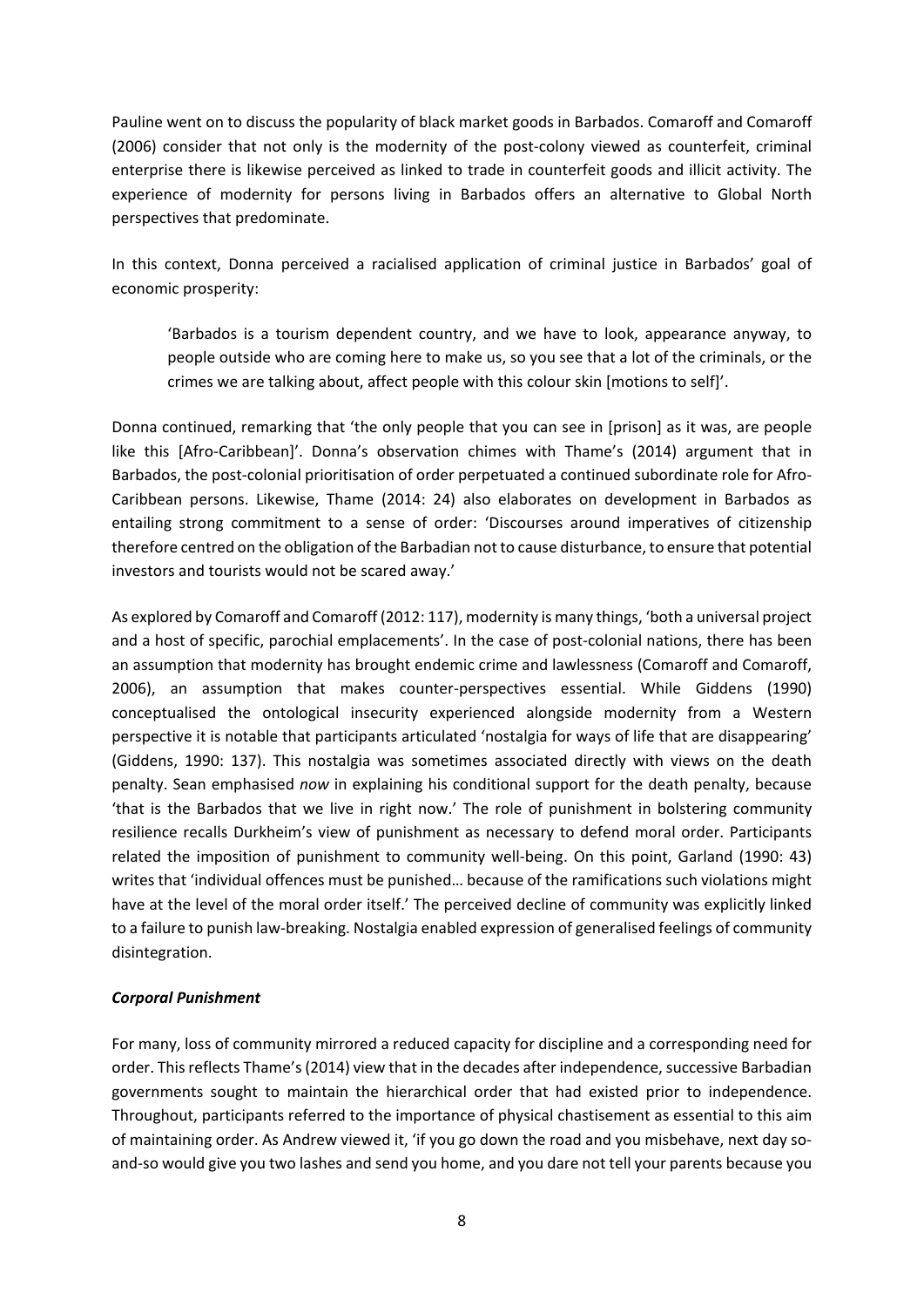Pauline went on to discuss the popularity of black market goods in Barbados. Comaroff and Comaroff (2006) consider that not only is the modernity of the post-colony viewed as counterfeit, criminal enterprise there is likewise perceived as linked to trade in counterfeit goods and illicit activity. The experience of modernity for persons living in Barbados offers an alternative to Global North perspectives that predominate.

In this context, Donna perceived a racialised application of criminal justice in Barbados' goal of economic prosperity:

> 'Barbados is a tourism dependent country, and we have to look, appearance anyway, to people outside who are coming here to make us, so you see that a lot of the criminals, or the crimes we are talking about, affect people with this colour skin [motions to self]'.

Donna continued, remarking that 'the only people that you can see in [prison] as it was, are people like this [Afro-Caribbean]'. Donna's observation chimes with Thame's (2014) argument that in Barbados, the post-colonial prioritisation of order perpetuated a continued subordinate role for Afro-Caribbean persons. Likewise, Thame (2014: 24) also elaborates on development in Barbados as entailing strong commitment to a sense of order: 'Discourses around imperatives of citizenship therefore centred on the obligation of the Barbadian not to cause disturbance, to ensure that potential investors and tourists would not be scared away.'

As explored by Comaroff and Comaroff (2012: 117), modernity is many things, 'both a universal project and a host of specific, parochial emplacements'. In the case of post-colonial nations, there has been an assumption that modernity has brought endemic crime and lawlessness (Comaroff and Comaroff, 2006), an assumption that makes counter-perspectives essential. While Giddens (1990) conceptualised the ontological insecurity experienced alongside modernity from a Western perspective it is notable that participants articulated 'nostalgia for ways of life that are disappearing' (Giddens, 1990: 137). This nostalgia was sometimes associated directly with views on the death penalty. Sean emphasised *now* in explaining his conditional support for the death penalty, because 'that is the Barbados that we live in right now.' The role of punishment in bolstering community resilience recalls Durkheim's view of punishment as necessary to defend moral order. Participants related the imposition of punishment to community well-being. On this point, Garland (1990: 43) writes that 'individual offences must be punished… because of the ramifications such violations might have at the level of the moral order itself.' The perceived decline of community was explicitly linked to a failure to punish law-breaking. Nostalgia enabled expression of generalised feelings of community disintegration.

### *Corporal Punishment*

For many, loss of community mirrored a reduced capacity for discipline and a corresponding need for order. This reflects Thame's (2014) view that in the decades after independence, successive Barbadian governments sought to maintain the hierarchical order that had existed prior to independence. Throughout, participants referred to the importance of physical chastisement as essential to this aim of maintaining order. As Andrew viewed it, 'if you go down the road and you misbehave, next day so-and-so would give you two lashes and send you home, and you dare not tell your parents because you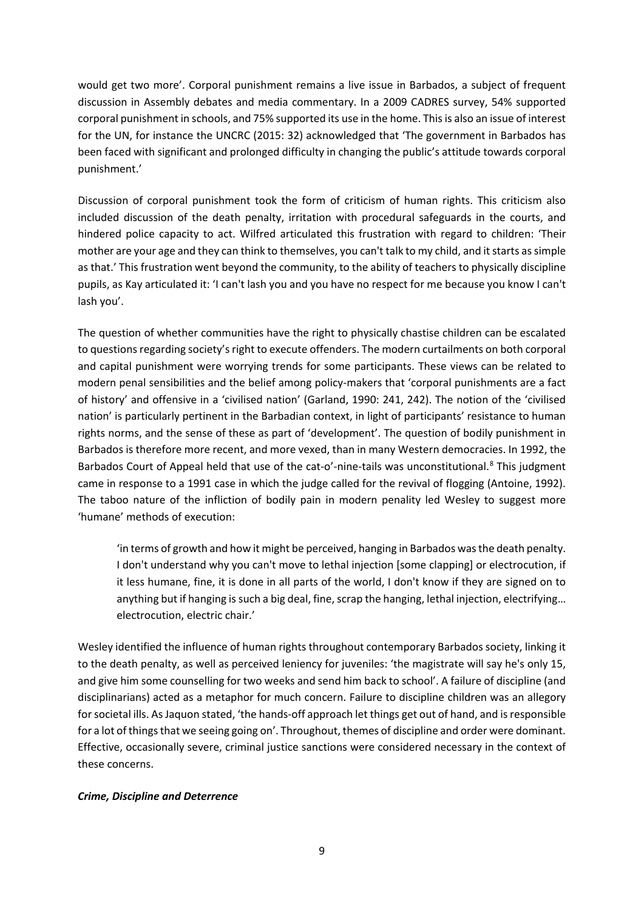would get two more'. Corporal punishment remains a live issue in Barbados, a subject of frequent discussion in Assembly debates and media commentary. In a 2009 CADRES survey, 54% supported corporal punishment in schools, and 75% supported its use in the home. This is also an issue of interest for the UN, for instance the UNCRC (2015: 32) acknowledged that 'The government in Barbados has been faced with significant and prolonged difficulty in changing the public's attitude towards corporal punishment.'

Discussion of corporal punishment took the form of criticism of human rights. This criticism also included discussion of the death penalty, irritation with procedural safeguards in the courts, and hindered police capacity to act. Wilfred articulated this frustration with regard to children: 'Their mother are your age and they can think to themselves, you can't talk to my child, and it starts as simple as that.' This frustration went beyond the community, to the ability of teachers to physically discipline pupils, as Kay articulated it: 'I can't lash you and you have no respect for me because you know I can't lash you'.

The question of whether communities have the right to physically chastise children can be escalated to questions regarding society's right to execute offenders. The modern curtailments on both corporal and capital punishment were worrying trends for some participants. These views can be related to modern penal sensibilities and the belief among policy-makers that 'corporal punishments are a fact of history' and offensive in a 'civilised nation' (Garland, 1990: 241, 242). The notion of the 'civilised nation' is particularly pertinent in the Barbadian context, in light of participants' resistance to human rights norms, and the sense of these as part of 'development'. The question of bodily punishment in Barbados is therefore more recent, and more vexed, than in many Western democracies. In 1992, the Barbados Court of Appeal held that use of the cat-o'-nine-tails was unconstitutional.[8] This judgment came in response to a 1991 case in which the judge called for the revival of flogging (Antoine, 1992). The taboo nature of the infliction of bodily pain in modern penality led Wesley to suggest more 'humane' methods of execution:

> 'in terms of growth and how it might be perceived, hanging in Barbados was the death penalty. I don't understand why you can't move to lethal injection [some clapping] or electrocution, if it less humane, fine, it is done in all parts of the world, I don't know if they are signed on to anything but if hanging is such a big deal, fine, scrap the hanging, lethal injection, electrifying… electrocution, electric chair.'

Wesley identified the influence of human rights throughout contemporary Barbados society, linking it to the death penalty, as well as perceived leniency for juveniles: 'the magistrate will say he's only 15, and give him some counselling for two weeks and send him back to school'. A failure of discipline (and disciplinarians) acted as a metaphor for much concern. Failure to discipline children was an allegory for societal ills. As Jaquon stated, 'the hands-off approach let things get out of hand, and is responsible for a lot of things that we seeing going on'. Throughout, themes of discipline and order were dominant. Effective, occasionally severe, criminal justice sanctions were considered necessary in the context of these concerns.

***Crime, Discipline and Deterrence***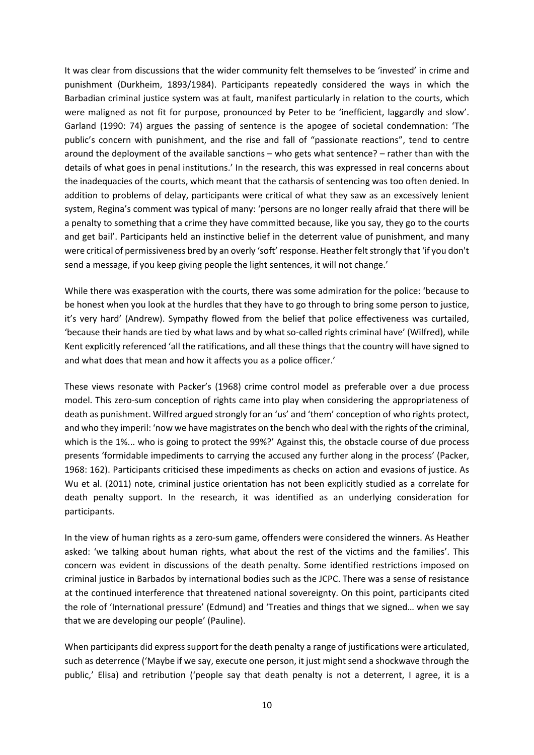It was clear from discussions that the wider community felt themselves to be 'invested' in crime and punishment (Durkheim, 1893/1984). Participants repeatedly considered the ways in which the Barbadian criminal justice system was at fault, manifest particularly in relation to the courts, which were maligned as not fit for purpose, pronounced by Peter to be 'inefficient, laggardly and slow'. Garland (1990: 74) argues the passing of sentence is the apogee of societal condemnation: 'The public's concern with punishment, and the rise and fall of "passionate reactions", tend to centre around the deployment of the available sanctions – who gets what sentence? – rather than with the details of what goes in penal institutions.' In the research, this was expressed in real concerns about the inadequacies of the courts, which meant that the catharsis of sentencing was too often denied. In addition to problems of delay, participants were critical of what they saw as an excessively lenient system, Regina's comment was typical of many: 'persons are no longer really afraid that there will be a penalty to something that a crime they have committed because, like you say, they go to the courts and get bail'. Participants held an instinctive belief in the deterrent value of punishment, and many were critical of permissiveness bred by an overly 'soft' response. Heather felt strongly that 'if you don't send a message, if you keep giving people the light sentences, it will not change.'

While there was exasperation with the courts, there was some admiration for the police: 'because to be honest when you look at the hurdles that they have to go through to bring some person to justice, it's very hard' (Andrew). Sympathy flowed from the belief that police effectiveness was curtailed, 'because their hands are tied by what laws and by what so-called rights criminal have' (Wilfred), while Kent explicitly referenced 'all the ratifications, and all these things that the country will have signed to and what does that mean and how it affects you as a police officer.'

These views resonate with Packer's (1968) crime control model as preferable over a due process model. This zero-sum conception of rights came into play when considering the appropriateness of death as punishment. Wilfred argued strongly for an 'us' and 'them' conception of who rights protect, and who they imperil: 'now we have magistrates on the bench who deal with the rights of the criminal, which is the 1%... who is going to protect the 99%?' Against this, the obstacle course of due process presents 'formidable impediments to carrying the accused any further along in the process' (Packer, 1968: 162). Participants criticised these impediments as checks on action and evasions of justice. As Wu et al. (2011) note, criminal justice orientation has not been explicitly studied as a correlate for death penalty support. In the research, it was identified as an underlying consideration for participants.

In the view of human rights as a zero-sum game, offenders were considered the winners. As Heather asked: 'we talking about human rights, what about the rest of the victims and the families'. This concern was evident in discussions of the death penalty. Some identified restrictions imposed on criminal justice in Barbados by international bodies such as the JCPC. There was a sense of resistance at the continued interference that threatened national sovereignty. On this point, participants cited the role of 'International pressure' (Edmund) and 'Treaties and things that we signed… when we say that we are developing our people' (Pauline).

When participants did express support for the death penalty a range of justifications were articulated, such as deterrence ('Maybe if we say, execute one person, it just might send a shockwave through the public,' Elisa) and retribution ('people say that death penalty is not a deterrent, I agree, it is a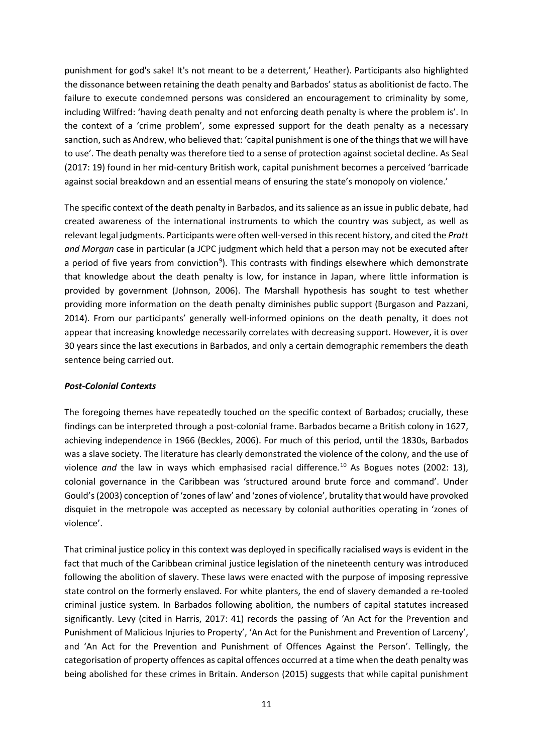punishment for god's sake! It's not meant to be a deterrent,' Heather). Participants also highlighted the dissonance between retaining the death penalty and Barbados' status as abolitionist de facto. The failure to execute condemned persons was considered an encouragement to criminality by some, including Wilfred: 'having death penalty and not enforcing death penalty is where the problem is'. In the context of a 'crime problem', some expressed support for the death penalty as a necessary sanction, such as Andrew, who believed that: 'capital punishment is one of the things that we will have to use'. The death penalty was therefore tied to a sense of protection against societal decline. As Seal (2017: 19) found in her mid-century British work, capital punishment becomes a perceived 'barricade against social breakdown and an essential means of ensuring the state's monopoly on violence.'

The specific context of the death penalty in Barbados, and its salience as an issue in public debate, had created awareness of the international instruments to which the country was subject, as well as relevant legal judgments. Participants were often well-versed in this recent history, and cited the *Pratt and Morgan* case in particular (a JCPC judgment which held that a person may not be executed after a period of five years from conviction[9]). This contrasts with findings elsewhere which demonstrate that knowledge about the death penalty is low, for instance in Japan, where little information is provided by government (Johnson, 2006). The Marshall hypothesis has sought to test whether providing more information on the death penalty diminishes public support (Burgason and Pazzani, 2014). From our participants' generally well-informed opinions on the death penalty, it does not appear that increasing knowledge necessarily correlates with decreasing support. However, it is over 30 years since the last executions in Barbados, and only a certain demographic remembers the death sentence being carried out.

### ***Post-Colonial Contexts***

The foregoing themes have repeatedly touched on the specific context of Barbados; crucially, these findings can be interpreted through a post-colonial frame. Barbados became a British colony in 1627, achieving independence in 1966 (Beckles, 2006). For much of this period, until the 1830s, Barbados was a slave society. The literature has clearly demonstrated the violence of the colony, and the use of violence *and* the law in ways which emphasised racial difference.[10] As Bogues notes (2002: 13), colonial governance in the Caribbean was 'structured around brute force and command'. Under Gould's (2003) conception of 'zones of law' and 'zones of violence', brutality that would have provoked disquiet in the metropole was accepted as necessary by colonial authorities operating in 'zones of violence'.

That criminal justice policy in this context was deployed in specifically racialised ways is evident in the fact that much of the Caribbean criminal justice legislation of the nineteenth century was introduced following the abolition of slavery. These laws were enacted with the purpose of imposing repressive state control on the formerly enslaved. For white planters, the end of slavery demanded a re-tooled criminal justice system. In Barbados following abolition, the numbers of capital statutes increased significantly. Levy (cited in Harris, 2017: 41) records the passing of 'An Act for the Prevention and Punishment of Malicious Injuries to Property', 'An Act for the Punishment and Prevention of Larceny', and 'An Act for the Prevention and Punishment of Offences Against the Person'. Tellingly, the categorisation of property offences as capital offences occurred at a time when the death penalty was being abolished for these crimes in Britain. Anderson (2015) suggests that while capital punishment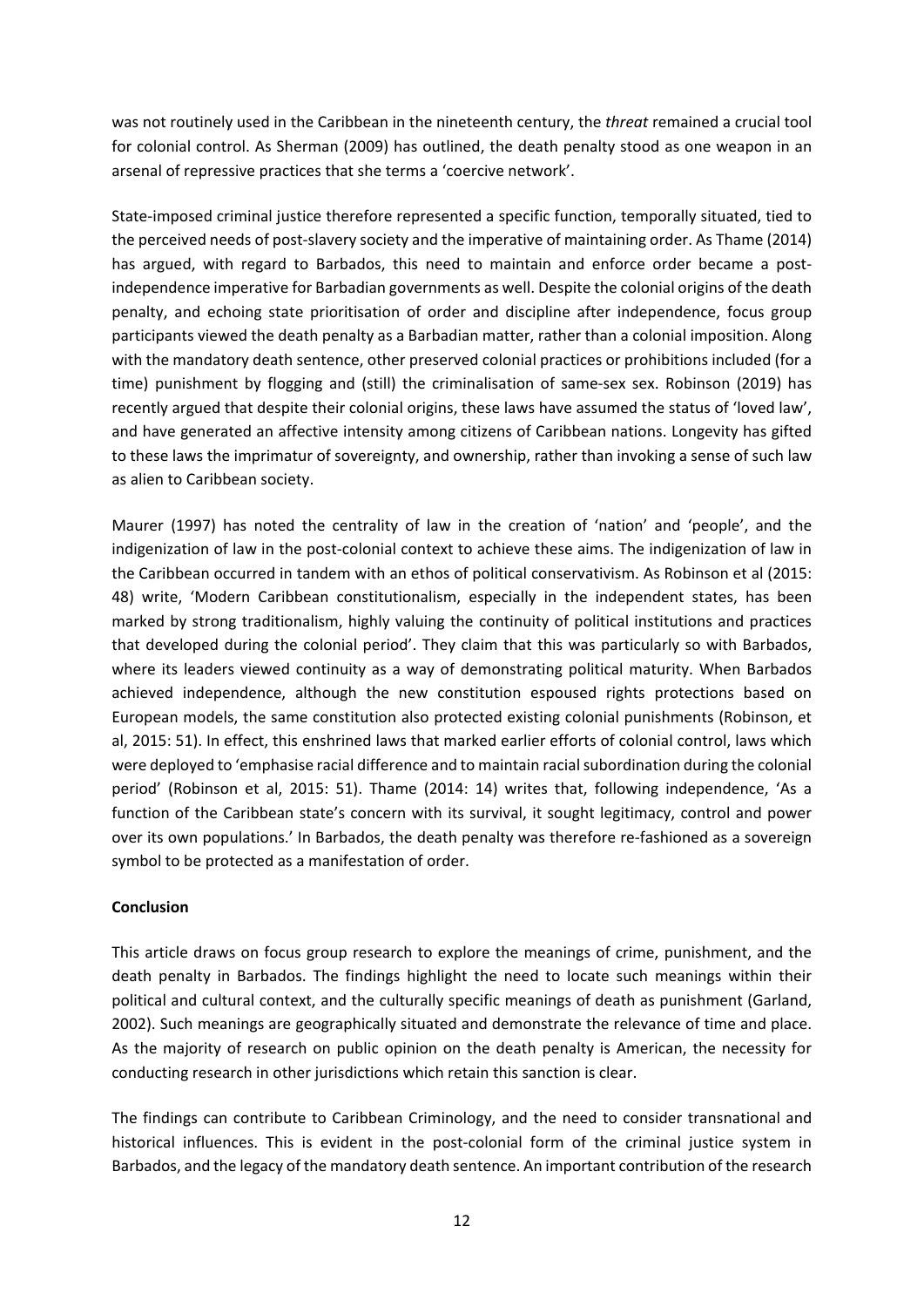was not routinely used in the Caribbean in the nineteenth century, the *threat* remained a crucial tool for colonial control. As Sherman (2009) has outlined, the death penalty stood as one weapon in an arsenal of repressive practices that she terms a 'coercive network'.

State-imposed criminal justice therefore represented a specific function, temporally situated, tied to the perceived needs of post-slavery society and the imperative of maintaining order. As Thame (2014) has argued, with regard to Barbados, this need to maintain and enforce order became a post-independence imperative for Barbadian governments as well. Despite the colonial origins of the death penalty, and echoing state prioritisation of order and discipline after independence, focus group participants viewed the death penalty as a Barbadian matter, rather than a colonial imposition. Along with the mandatory death sentence, other preserved colonial practices or prohibitions included (for a time) punishment by flogging and (still) the criminalisation of same-sex sex. Robinson (2019) has recently argued that despite their colonial origins, these laws have assumed the status of 'loved law', and have generated an affective intensity among citizens of Caribbean nations. Longevity has gifted to these laws the imprimatur of sovereignty, and ownership, rather than invoking a sense of such law as alien to Caribbean society.

Maurer (1997) has noted the centrality of law in the creation of 'nation' and 'people', and the indigenization of law in the post-colonial context to achieve these aims. The indigenization of law in the Caribbean occurred in tandem with an ethos of political conservativism. As Robinson et al (2015: 48) write, 'Modern Caribbean constitutionalism, especially in the independent states, has been marked by strong traditionalism, highly valuing the continuity of political institutions and practices that developed during the colonial period'. They claim that this was particularly so with Barbados, where its leaders viewed continuity as a way of demonstrating political maturity. When Barbados achieved independence, although the new constitution espoused rights protections based on European models, the same constitution also protected existing colonial punishments (Robinson, et al, 2015: 51). In effect, this enshrined laws that marked earlier efforts of colonial control, laws which were deployed to 'emphasise racial difference and to maintain racial subordination during the colonial period' (Robinson et al, 2015: 51). Thame (2014: 14) writes that, following independence, 'As a function of the Caribbean state's concern with its survival, it sought legitimacy, control and power over its own populations.' In Barbados, the death penalty was therefore re-fashioned as a sovereign symbol to be protected as a manifestation of order.

**Conclusion**

This article draws on focus group research to explore the meanings of crime, punishment, and the death penalty in Barbados. The findings highlight the need to locate such meanings within their political and cultural context, and the culturally specific meanings of death as punishment (Garland, 2002). Such meanings are geographically situated and demonstrate the relevance of time and place. As the majority of research on public opinion on the death penalty is American, the necessity for conducting research in other jurisdictions which retain this sanction is clear.

The findings can contribute to Caribbean Criminology, and the need to consider transnational and historical influences. This is evident in the post-colonial form of the criminal justice system in Barbados, and the legacy of the mandatory death sentence. An important contribution of the research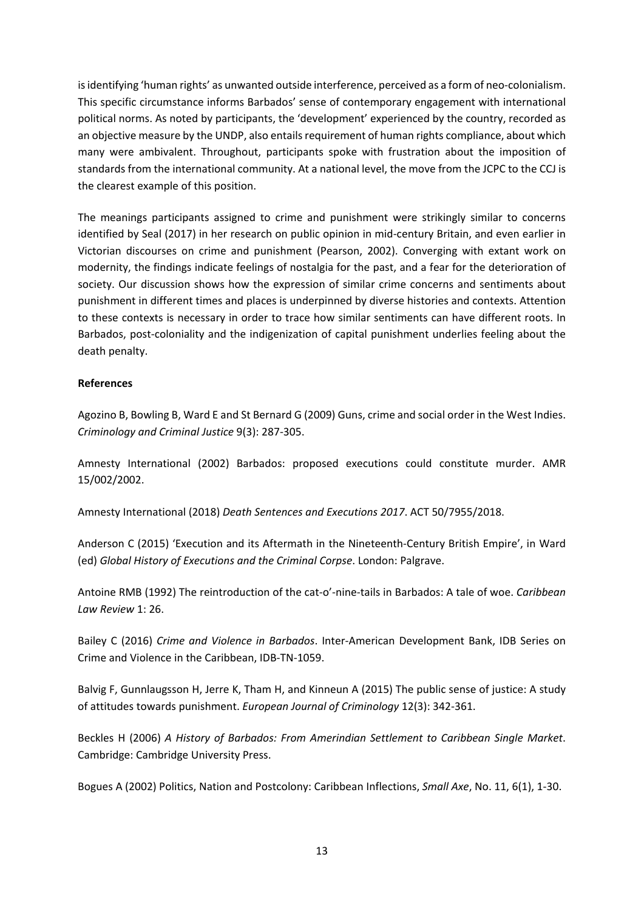is identifying 'human rights' as unwanted outside interference, perceived as a form of neo-colonialism. This specific circumstance informs Barbados' sense of contemporary engagement with international political norms. As noted by participants, the 'development' experienced by the country, recorded as an objective measure by the UNDP, also entails requirement of human rights compliance, about which many were ambivalent. Throughout, participants spoke with frustration about the imposition of standards from the international community. At a national level, the move from the JCPC to the CCJ is the clearest example of this position.

The meanings participants assigned to crime and punishment were strikingly similar to concerns identified by Seal (2017) in her research on public opinion in mid-century Britain, and even earlier in Victorian discourses on crime and punishment (Pearson, 2002). Converging with extant work on modernity, the findings indicate feelings of nostalgia for the past, and a fear for the deterioration of society. Our discussion shows how the expression of similar crime concerns and sentiments about punishment in different times and places is underpinned by diverse histories and contexts. Attention to these contexts is necessary in order to trace how similar sentiments can have different roots. In Barbados, post-coloniality and the indigenization of capital punishment underlies feeling about the death penalty.

**References**

Agozino B, Bowling B, Ward E and St Bernard G (2009) Guns, crime and social order in the West Indies. *Criminology and Criminal Justice* 9(3): 287-305.

Amnesty International (2002) Barbados: proposed executions could constitute murder. AMR 15/002/2002.

Amnesty International (2018) *Death Sentences and Executions 2017*. ACT 50/7955/2018.

Anderson C (2015) 'Execution and its Aftermath in the Nineteenth-Century British Empire', in Ward (ed) *Global History of Executions and the Criminal Corpse*. London: Palgrave.

Antoine RMB (1992) The reintroduction of the cat-o'-nine-tails in Barbados: A tale of woe. *Caribbean Law Review* 1: 26.

Bailey C (2016) *Crime and Violence in Barbados*. Inter-American Development Bank, IDB Series on Crime and Violence in the Caribbean, IDB-TN-1059.

Balvig F, Gunnlaugsson H, Jerre K, Tham H, and Kinneun A (2015) The public sense of justice: A study of attitudes towards punishment. *European Journal of Criminology* 12(3): 342-361.

Beckles H (2006) *A History of Barbados: From Amerindian Settlement to Caribbean Single Market*. Cambridge: Cambridge University Press.

Bogues A (2002) Politics, Nation and Postcolony: Caribbean Inflections, *Small Axe*, No. 11, 6(1), 1-30.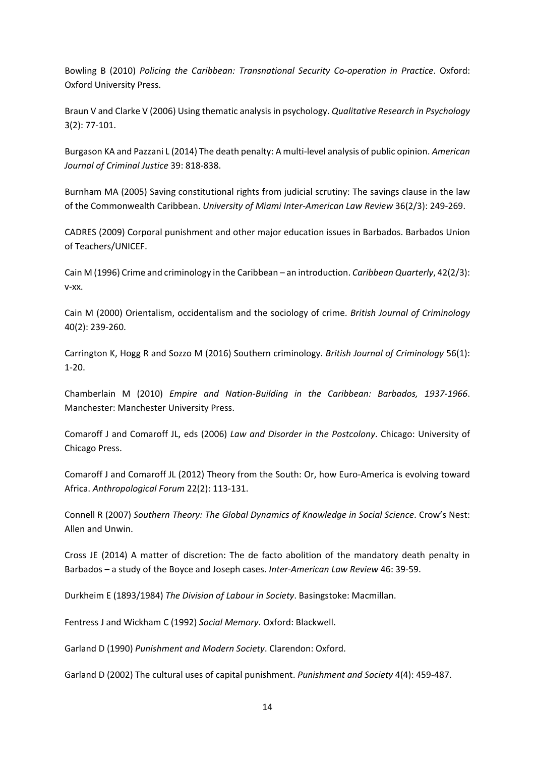Bowling B (2010) *Policing the Caribbean: Transnational Security Co-operation in Practice*. Oxford: Oxford University Press.

Braun V and Clarke V (2006) Using thematic analysis in psychology. *Qualitative Research in Psychology* 3(2): 77-101.

Burgason KA and Pazzani L (2014) The death penalty: A multi-level analysis of public opinion. *American Journal of Criminal Justice* 39: 818-838.

Burnham MA (2005) Saving constitutional rights from judicial scrutiny: The savings clause in the law of the Commonwealth Caribbean. *University of Miami Inter-American Law Review* 36(2/3): 249-269.

CADRES (2009) Corporal punishment and other major education issues in Barbados. Barbados Union of Teachers/UNICEF.

Cain M (1996) Crime and criminology in the Caribbean – an introduction. *Caribbean Quarterly*, 42(2/3): v-xx.

Cain M (2000) Orientalism, occidentalism and the sociology of crime. *British Journal of Criminology* 40(2): 239-260.

Carrington K, Hogg R and Sozzo M (2016) Southern criminology. *British Journal of Criminology* 56(1): 1-20.

Chamberlain M (2010) *Empire and Nation-Building in the Caribbean: Barbados, 1937-1966*. Manchester: Manchester University Press.

Comaroff J and Comaroff JL, eds (2006) *Law and Disorder in the Postcolony*. Chicago: University of Chicago Press.

Comaroff J and Comaroff JL (2012) Theory from the South: Or, how Euro-America is evolving toward Africa. *Anthropological Forum* 22(2): 113-131.

Connell R (2007) *Southern Theory: The Global Dynamics of Knowledge in Social Science*. Crow's Nest: Allen and Unwin.

Cross JE (2014) A matter of discretion: The de facto abolition of the mandatory death penalty in Barbados – a study of the Boyce and Joseph cases. *Inter-American Law Review* 46: 39-59.

Durkheim E (1893/1984) *The Division of Labour in Society*. Basingstoke: Macmillan.

Fentress J and Wickham C (1992) *Social Memory*. Oxford: Blackwell.

Garland D (1990) *Punishment and Modern Society*. Clarendon: Oxford.

Garland D (2002) The cultural uses of capital punishment. *Punishment and Society* 4(4): 459-487.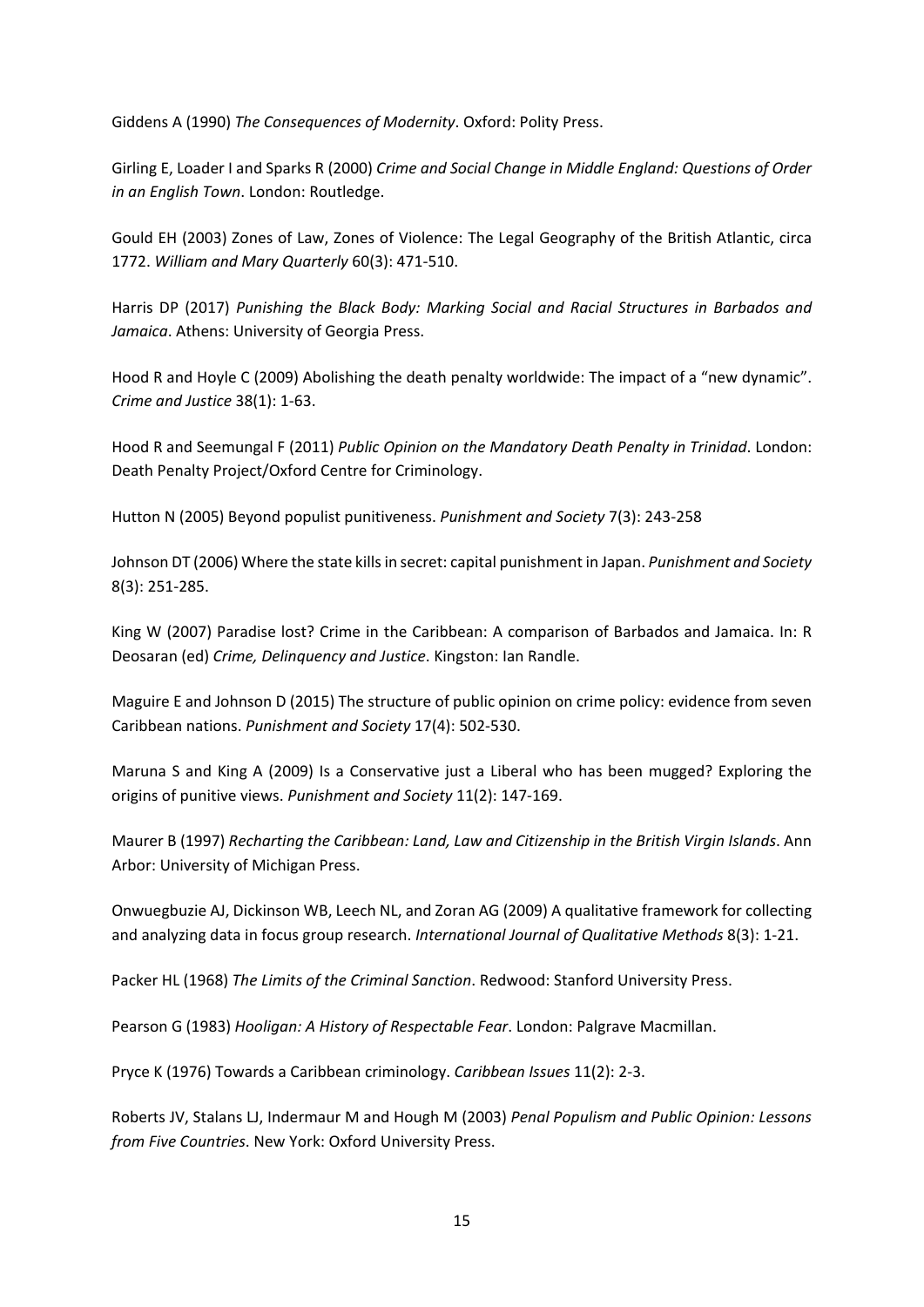Giddens A (1990) *The Consequences of Modernity*. Oxford: Polity Press.

Girling E, Loader I and Sparks R (2000) *Crime and Social Change in Middle England: Questions of Order in an English Town*. London: Routledge.

Gould EH (2003) Zones of Law, Zones of Violence: The Legal Geography of the British Atlantic, circa 1772. *William and Mary Quarterly* 60(3): 471-510.

Harris DP (2017) *Punishing the Black Body: Marking Social and Racial Structures in Barbados and Jamaica*. Athens: University of Georgia Press.

Hood R and Hoyle C (2009) Abolishing the death penalty worldwide: The impact of a "new dynamic". *Crime and Justice* 38(1): 1-63.

Hood R and Seemungal F (2011) *Public Opinion on the Mandatory Death Penalty in Trinidad*. London: Death Penalty Project/Oxford Centre for Criminology.

Hutton N (2005) Beyond populist punitiveness. *Punishment and Society* 7(3): 243-258

Johnson DT (2006) Where the state kills in secret: capital punishment in Japan. *Punishment and Society* 8(3): 251-285.

King W (2007) Paradise lost? Crime in the Caribbean: A comparison of Barbados and Jamaica. In: R Deosaran (ed) *Crime, Delinquency and Justice*. Kingston: Ian Randle.

Maguire E and Johnson D (2015) The structure of public opinion on crime policy: evidence from seven Caribbean nations. *Punishment and Society* 17(4): 502-530.

Maruna S and King A (2009) Is a Conservative just a Liberal who has been mugged? Exploring the origins of punitive views. *Punishment and Society* 11(2): 147-169.

Maurer B (1997) *Recharting the Caribbean: Land, Law and Citizenship in the British Virgin Islands*. Ann Arbor: University of Michigan Press.

Onwuegbuzie AJ, Dickinson WB, Leech NL, and Zoran AG (2009) A qualitative framework for collecting and analyzing data in focus group research. *International Journal of Qualitative Methods* 8(3): 1-21.

Packer HL (1968) *The Limits of the Criminal Sanction*. Redwood: Stanford University Press.

Pearson G (1983) *Hooligan: A History of Respectable Fear*. London: Palgrave Macmillan.

Pryce K (1976) Towards a Caribbean criminology. *Caribbean Issues* 11(2): 2-3.

Roberts JV, Stalans LJ, Indermaur M and Hough M (2003) *Penal Populism and Public Opinion: Lessons from Five Countries*. New York: Oxford University Press.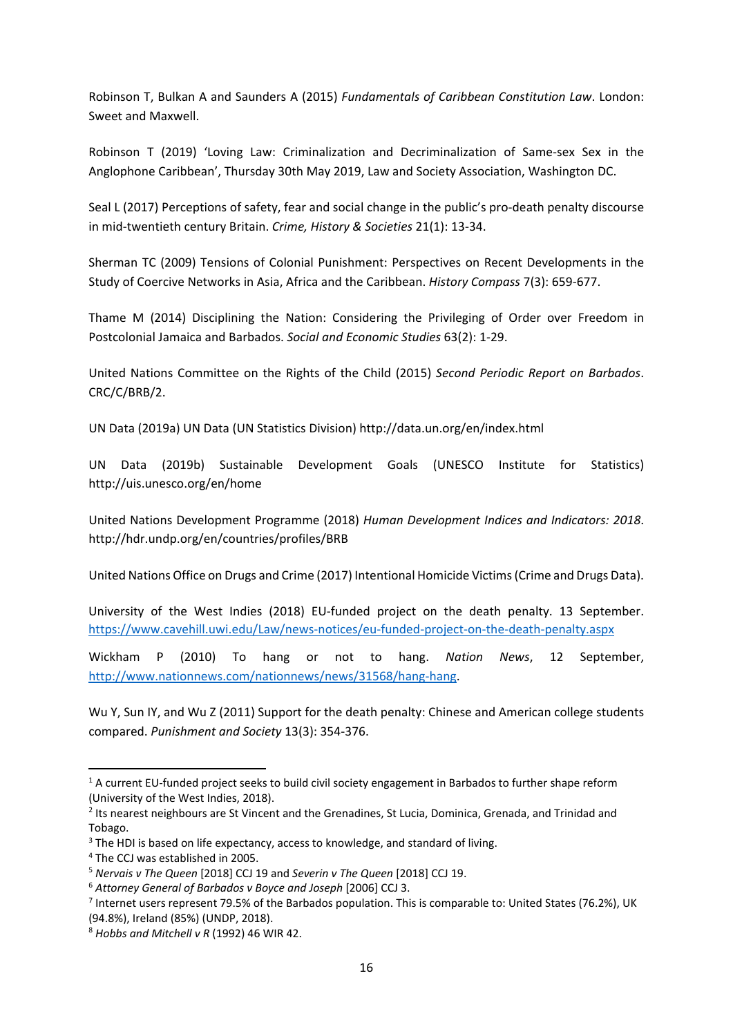Robinson T, Bulkan A and Saunders A (2015) *Fundamentals of Caribbean Constitution Law*. London: Sweet and Maxwell.

Robinson T (2019) 'Loving Law: Criminalization and Decriminalization of Same-sex Sex in the Anglophone Caribbean', Thursday 30th May 2019, Law and Society Association, Washington DC.

Seal L (2017) Perceptions of safety, fear and social change in the public's pro-death penalty discourse in mid-twentieth century Britain. *Crime, History & Societies* 21(1): 13-34.

Sherman TC (2009) Tensions of Colonial Punishment: Perspectives on Recent Developments in the Study of Coercive Networks in Asia, Africa and the Caribbean. *History Compass* 7(3): 659-677.

Thame M (2014) Disciplining the Nation: Considering the Privileging of Order over Freedom in Postcolonial Jamaica and Barbados. *Social and Economic Studies* 63(2): 1-29.

United Nations Committee on the Rights of the Child (2015) *Second Periodic Report on Barbados*. CRC/C/BRB/2.

UN Data (2019a) UN Data (UN Statistics Division) http://data.un.org/en/index.html

UN Data (2019b) Sustainable Development Goals (UNESCO Institute for Statistics) http://uis.unesco.org/en/home

United Nations Development Programme (2018) *Human Development Indices and Indicators: 2018*. http://hdr.undp.org/en/countries/profiles/BRB

United Nations Office on Drugs and Crime (2017) Intentional Homicide Victims (Crime and Drugs Data).

University of the West Indies (2018) EU-funded project on the death penalty. 13 September. https://www.cavehill.uwi.edu/Law/news-notices/eu-funded-project-on-the-death-penalty.aspx

Wickham P (2010) To hang or not to hang. *Nation News*, 12 September, http://www.nationnews.com/nationnews/news/31568/hang-hang.

Wu Y, Sun IY, and Wu Z (2011) Support for the death penalty: Chinese and American college students compared. *Punishment and Society* 13(3): 354-376.

---

[1] A current EU-funded project seeks to build civil society engagement in Barbados to further shape reform (University of the West Indies, 2018).

[2] Its nearest neighbours are St Vincent and the Grenadines, St Lucia, Dominica, Grenada, and Trinidad and Tobago.

[3] The HDI is based on life expectancy, access to knowledge, and standard of living.

[4] The CCJ was established in 2005.

[5] *Nervais v The Queen* [2018] CCJ 19 and *Severin v The Queen* [2018] CCJ 19.

[6] *Attorney General of Barbados v Boyce and Joseph* [2006] CCJ 3.

[7] Internet users represent 79.5% of the Barbados population. This is comparable to: United States (76.2%), UK (94.8%), Ireland (85%) (UNDP, 2018).

[8] *Hobbs and Mitchell v R* (1992) 46 WIR 42.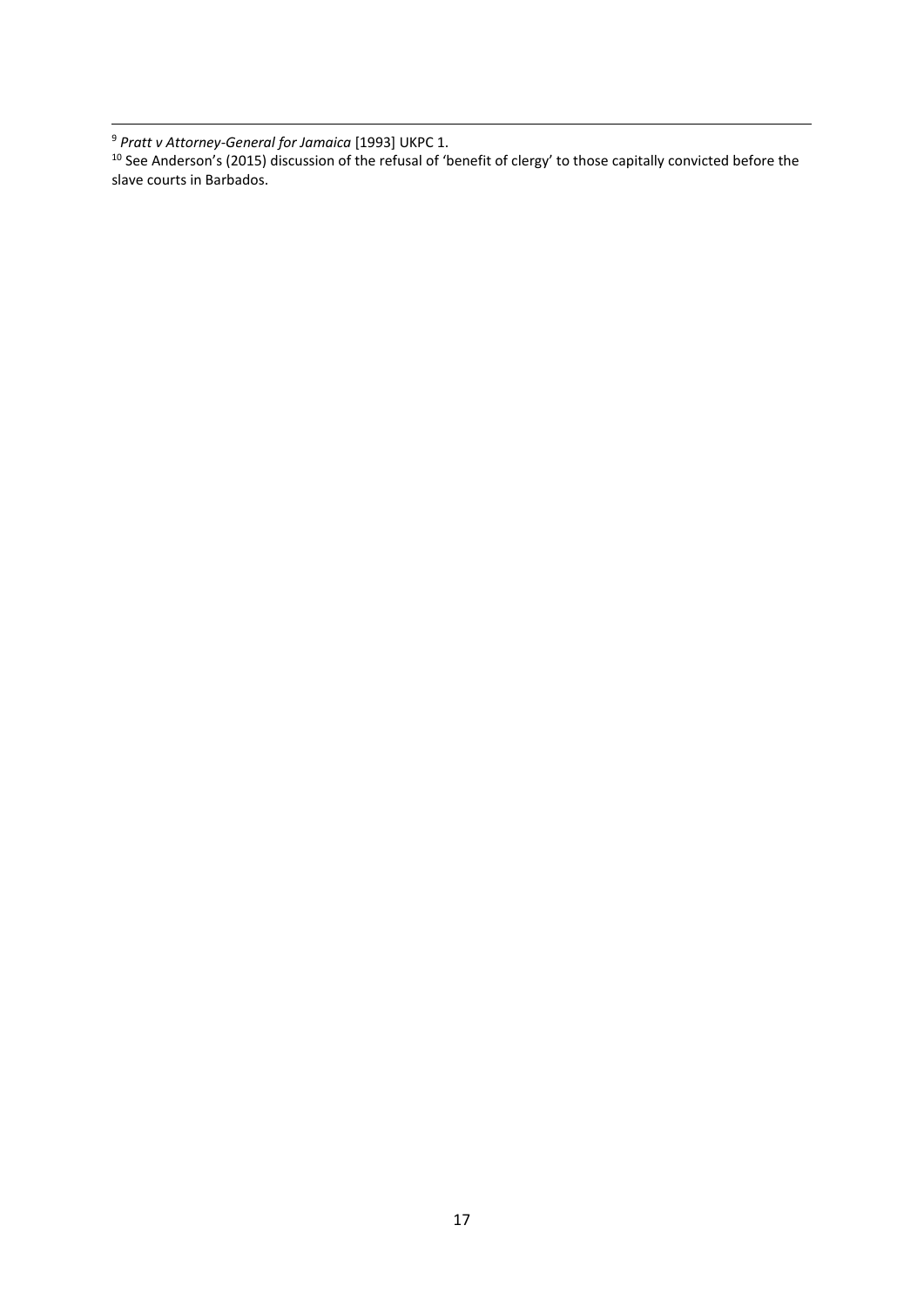[9] *Pratt v Attorney-General for Jamaica* [1993] UKPC 1.

[10] See Anderson's (2015) discussion of the refusal of 'benefit of clergy' to those capitally convicted before the slave courts in Barbados.